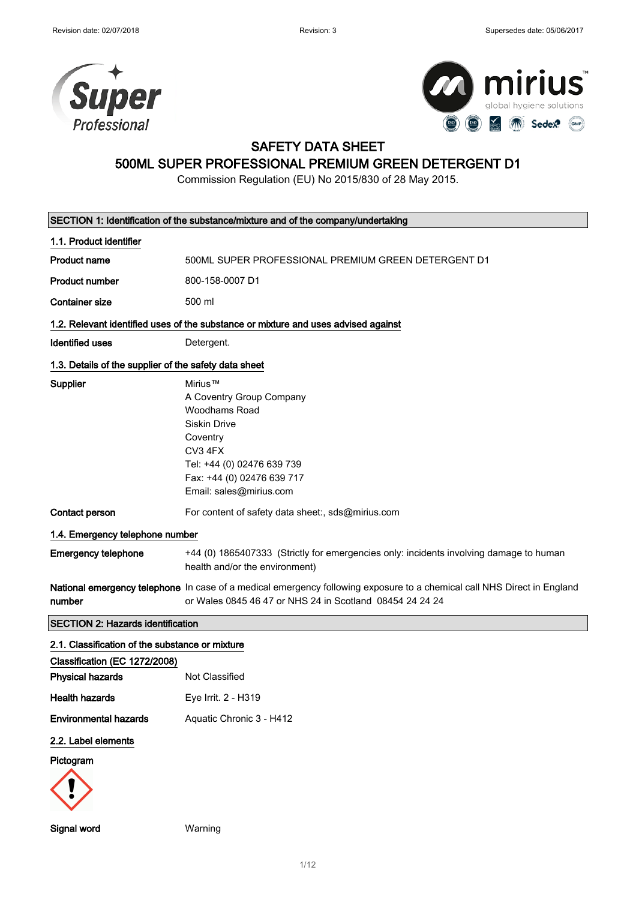Revision date: 02/07/2018 Revision: 3 Supersedes date: 05/06/2017

# SAFETY DATA SHEET
# 500ML SUPER PROFESSIONAL PREMIUM GREEN DETERGENT D1

Commission Regulation (EU) No 2015/830 of 28 May 2015.

## SECTION 1: Identification of the substance/mixture and of the company/undertaking

### 1.1. Product identifier

| | |
|---|---|
| **Product name** | 500ML SUPER PROFESSIONAL PREMIUM GREEN DETERGENT D1 |
| **Product number** | 800-158-0007 D1 |
| **Container size** | 500 ml |

### 1.2. Relevant identified uses of the substance or mixture and uses advised against

| | |
|---|---|
| **Identified uses** | Detergent. |

### 1.3. Details of the supplier of the safety data sheet

**Supplier**

Mirius™
A Coventry Group Company
Woodhams Road
Siskin Drive
Coventry
CV3 4FX
Tel: +44 (0) 02476 639 739
Fax: +44 (0) 02476 639 717
Email: sales@mirius.com

**Contact person**: For content of safety data sheet:, sds@mirius.com

### 1.4. Emergency telephone number

**Emergency telephone**: +44 (0) 1865407333 (Strictly for emergencies only: incidents involving damage to human health and/or the environment)

**National emergency telephone number**: In case of a medical emergency following exposure to a chemical call NHS Direct in England or Wales 0845 46 47 or NHS 24 in Scotland 08454 24 24 24

## SECTION 2: Hazards identification

### 2.1. Classification of the substance or mixture

**Classification (EC 1272/2008)**

| | |
|---|---|
| **Physical hazards** | Not Classified |
| **Health hazards** | Eye Irrit. 2 - H319 |
| **Environmental hazards** | Aquatic Chronic 3 - H412 |

### 2.2. Label elements

**Pictogram**

**Signal word**: Warning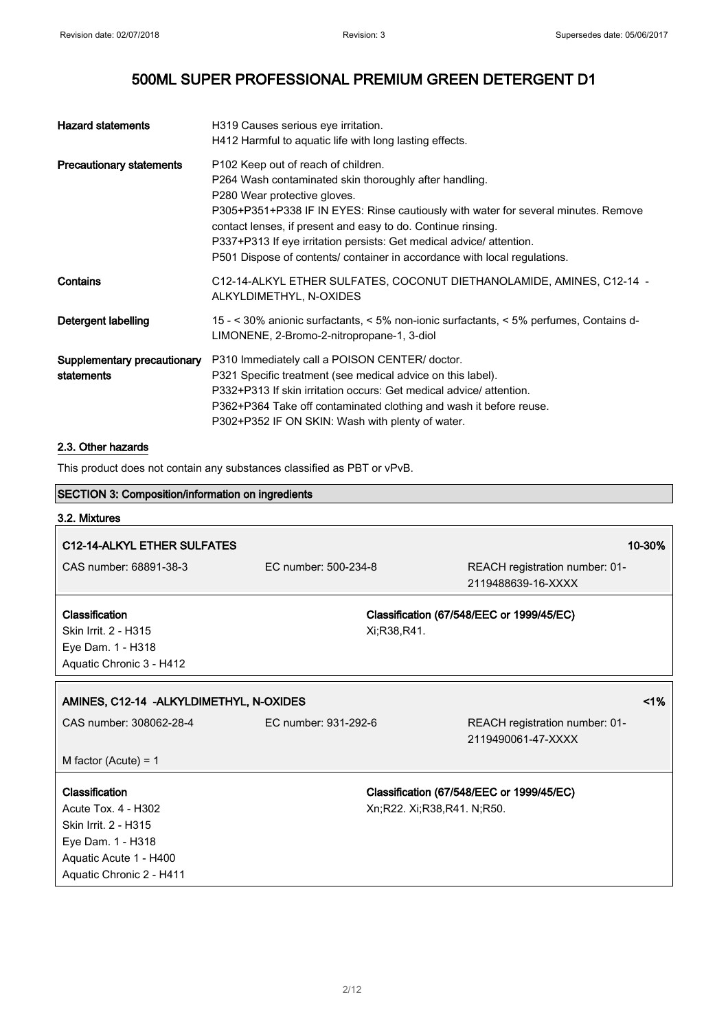| | |
|---|---|
| **Hazard statements** | H319 Causes serious eye irritation.<br>H412 Harmful to aquatic life with long lasting effects. |
| **Precautionary statements** | P102 Keep out of reach of children.<br>P264 Wash contaminated skin thoroughly after handling.<br>P280 Wear protective gloves.<br>P305+P351+P338 IF IN EYES: Rinse cautiously with water for several minutes. Remove contact lenses, if present and easy to do. Continue rinsing.<br>P337+P313 If eye irritation persists: Get medical advice/ attention.<br>P501 Dispose of contents/ container in accordance with local regulations. |
| **Contains** | C12-14-ALKYL ETHER SULFATES, COCONUT DIETHANOLAMIDE, AMINES, C12-14 - ALKYLDIMETHYL, N-OXIDES |
| **Detergent labelling** | 15 - < 30% anionic surfactants, < 5% non-ionic surfactants, < 5% perfumes, Contains d-LIMONENE, 2-Bromo-2-nitropropane-1, 3-diol |
| **Supplementary precautionary statements** | P310 Immediately call a POISON CENTER/ doctor.<br>P321 Specific treatment (see medical advice on this label).<br>P332+P313 If skin irritation occurs: Get medical advice/ attention.<br>P362+P364 Take off contaminated clothing and wash it before reuse.<br>P302+P352 IF ON SKIN: Wash with plenty of water. |

### 2.3. Other hazards

This product does not contain any substances classified as PBT or vPvB.

## SECTION 3: Composition/information on ingredients

### 3.2. Mixtures

| **C12-14-ALKYL ETHER SULFATES** | | **10-30%** |
|---|---|---|
| CAS number: 68891-38-3 | EC number: 500-234-8 | REACH registration number: 01-2119488639-16-XXXX |
| **Classification**<br>Skin Irrit. 2 - H315<br>Eye Dam. 1 - H318<br>Aquatic Chronic 3 - H412 | **Classification (67/548/EEC or 1999/45/EC)**<br>Xi;R38,R41. | |

| **AMINES, C12-14 -ALKYLDIMETHYL, N-OXIDES** | | **<1%** |
|---|---|---|
| CAS number: 308062-28-4 | EC number: 931-292-6 | REACH registration number: 01-2119490061-47-XXXX |
| M factor (Acute) = 1 | | |
| **Classification**<br>Acute Tox. 4 - H302<br>Skin Irrit. 2 - H315<br>Eye Dam. 1 - H318<br>Aquatic Acute 1 - H400<br>Aquatic Chronic 2 - H411 | **Classification (67/548/EEC or 1999/45/EC)**<br>Xn;R22. Xi;R38,R41. N;R50. | |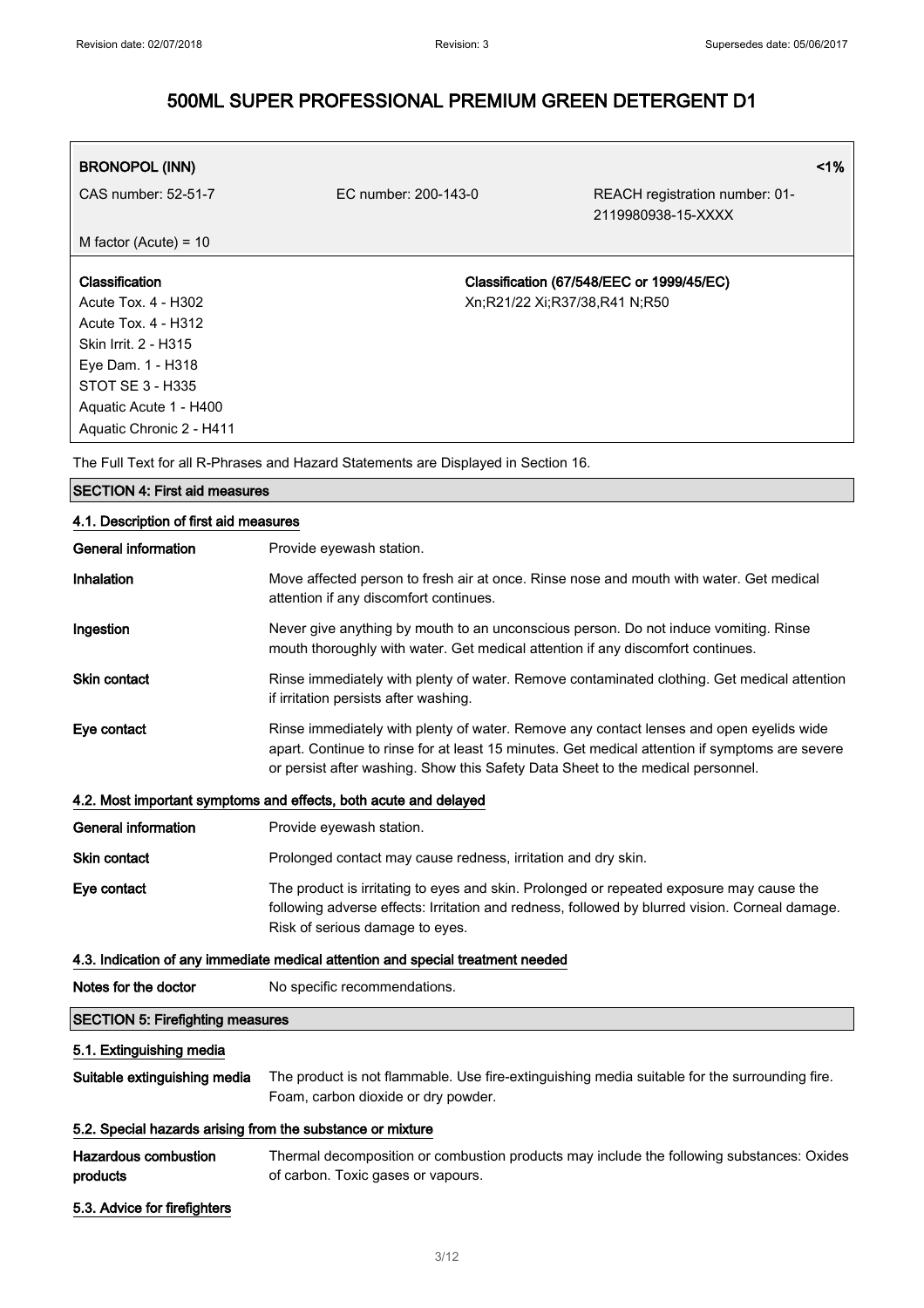# 500ML SUPER PROFESSIONAL PREMIUM GREEN DETERGENT D1

| **BRONOPOL (INN)** | | **<1%** |
|---|---|---|
| CAS number: 52-51-7 | EC number: 200-143-0 | REACH registration number: 01-2119980938-15-XXXX |
| M factor (Acute) = 10 | | |
| **Classification**<br>Acute Tox. 4 - H302<br>Acute Tox. 4 - H312<br>Skin Irrit. 2 - H315<br>Eye Dam. 1 - H318<br>STOT SE 3 - H335<br>Aquatic Acute 1 - H400<br>Aquatic Chronic 2 - H411 | | **Classification (67/548/EEC or 1999/45/EC)**<br>Xn;R21/22 Xi;R37/38,R41 N;R50 |

The Full Text for all R-Phrases and Hazard Statements are Displayed in Section 16.

## SECTION 4: First aid measures

### 4.1. Description of first aid measures

**General information** Provide eyewash station.

**Inhalation** Move affected person to fresh air at once. Rinse nose and mouth with water. Get medical attention if any discomfort continues.

**Ingestion** Never give anything by mouth to an unconscious person. Do not induce vomiting. Rinse mouth thoroughly with water. Get medical attention if any discomfort continues.

**Skin contact** Rinse immediately with plenty of water. Remove contaminated clothing. Get medical attention if irritation persists after washing.

**Eye contact** Rinse immediately with plenty of water. Remove any contact lenses and open eyelids wide apart. Continue to rinse for at least 15 minutes. Get medical attention if symptoms are severe or persist after washing. Show this Safety Data Sheet to the medical personnel.

### 4.2. Most important symptoms and effects, both acute and delayed

**General information** Provide eyewash station.

**Skin contact** Prolonged contact may cause redness, irritation and dry skin.

**Eye contact** The product is irritating to eyes and skin. Prolonged or repeated exposure may cause the following adverse effects: Irritation and redness, followed by blurred vision. Corneal damage. Risk of serious damage to eyes.

### 4.3. Indication of any immediate medical attention and special treatment needed

**Notes for the doctor** No specific recommendations.

## SECTION 5: Firefighting measures

### 5.1. Extinguishing media

**Suitable extinguishing media** The product is not flammable. Use fire-extinguishing media suitable for the surrounding fire. Foam, carbon dioxide or dry powder.

### 5.2. Special hazards arising from the substance or mixture

**Hazardous combustion products** Thermal decomposition or combustion products may include the following substances: Oxides of carbon. Toxic gases or vapours.

### 5.3. Advice for firefighters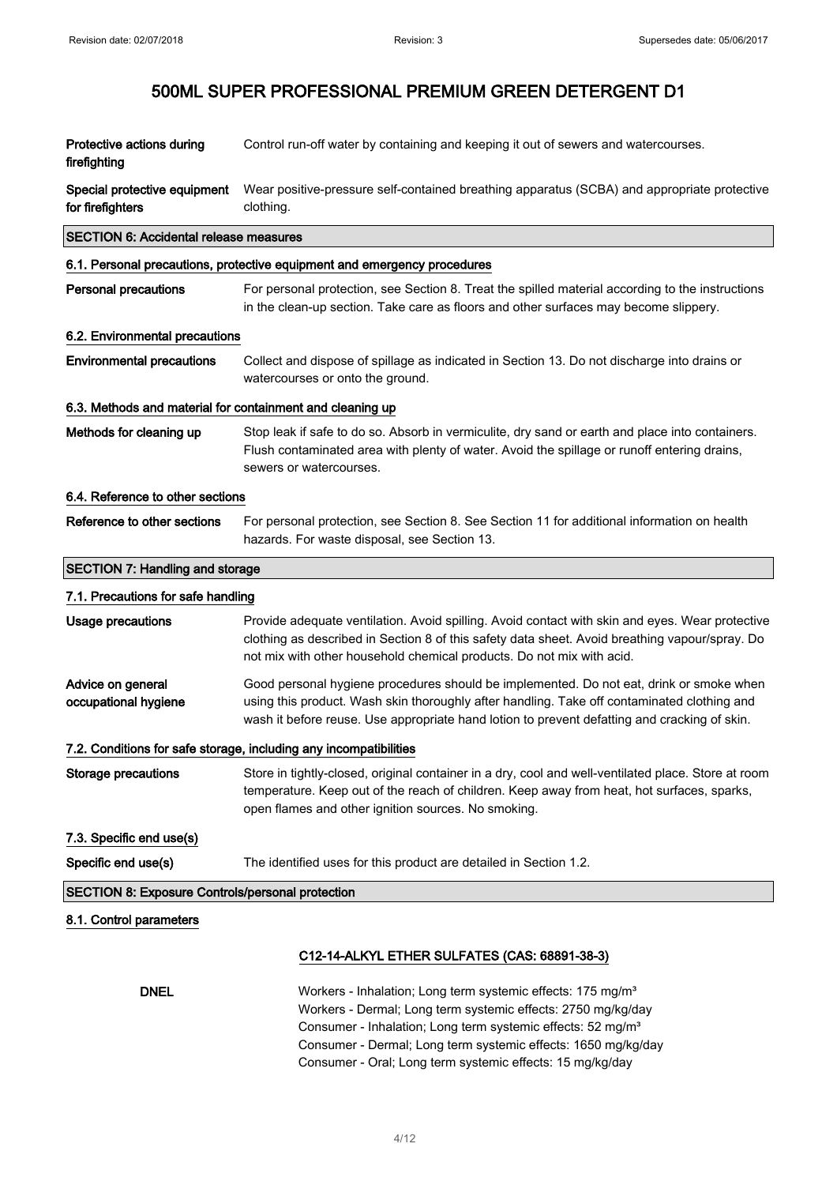# 500ML SUPER PROFESSIONAL PREMIUM GREEN DETERGENT D1

**Protective actions during firefighting** Control run-off water by containing and keeping it out of sewers and watercourses.

**Special protective equipment for firefighters** Wear positive-pressure self-contained breathing apparatus (SCBA) and appropriate protective clothing.

## SECTION 6: Accidental release measures

### 6.1. Personal precautions, protective equipment and emergency procedures

**Personal precautions** For personal protection, see Section 8. Treat the spilled material according to the instructions in the clean-up section. Take care as floors and other surfaces may become slippery.

### 6.2. Environmental precautions

**Environmental precautions** Collect and dispose of spillage as indicated in Section 13. Do not discharge into drains or watercourses or onto the ground.

### 6.3. Methods and material for containment and cleaning up

**Methods for cleaning up** Stop leak if safe to do so. Absorb in vermiculite, dry sand or earth and place into containers. Flush contaminated area with plenty of water. Avoid the spillage or runoff entering drains, sewers or watercourses.

### 6.4. Reference to other sections

**Reference to other sections** For personal protection, see Section 8. See Section 11 for additional information on health hazards. For waste disposal, see Section 13.

## SECTION 7: Handling and storage

### 7.1. Precautions for safe handling

**Usage precautions** Provide adequate ventilation. Avoid spilling. Avoid contact with skin and eyes. Wear protective clothing as described in Section 8 of this safety data sheet. Avoid breathing vapour/spray. Do not mix with other household chemical products. Do not mix with acid.

**Advice on general occupational hygiene** Good personal hygiene procedures should be implemented. Do not eat, drink or smoke when using this product. Wash skin thoroughly after handling. Take off contaminated clothing and wash it before reuse. Use appropriate hand lotion to prevent defatting and cracking of skin.

### 7.2. Conditions for safe storage, including any incompatibilities

**Storage precautions** Store in tightly-closed, original container in a dry, cool and well-ventilated place. Store at room temperature. Keep out of the reach of children. Keep away from heat, hot surfaces, sparks, open flames and other ignition sources. No smoking.

### 7.3. Specific end use(s)

**Specific end use(s)** The identified uses for this product are detailed in Section 1.2.

## SECTION 8: Exposure Controls/personal protection

### 8.1. Control parameters

**C12-14-ALKYL ETHER SULFATES (CAS: 68891-38-3)**

**DNEL**

Workers - Inhalation; Long term systemic effects: 175 $mg/m^3$
Workers - Dermal; Long term systemic effects: 2750 mg/kg/day
Consumer - Inhalation; Long term systemic effects: 52 $mg/m^3$
Consumer - Dermal; Long term systemic effects: 1650 mg/kg/day
Consumer - Oral; Long term systemic effects: 15 mg/kg/day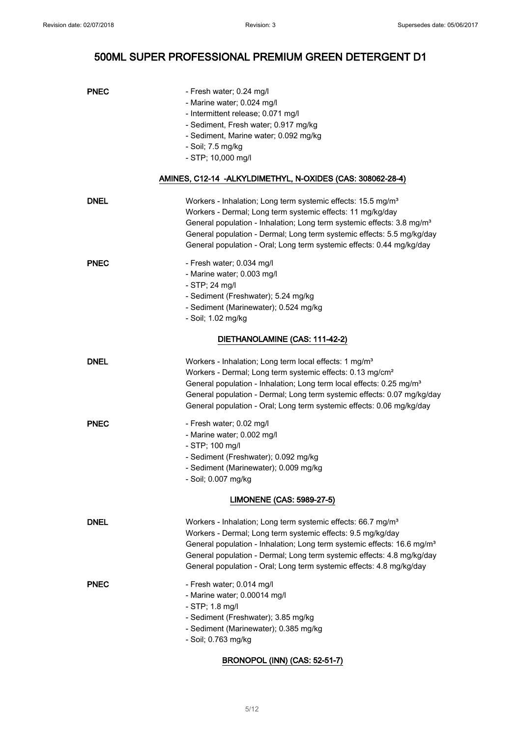**PNEC**

- Fresh water; 0.24 mg/l
- Marine water; 0.024 mg/l
- Intermittent release; 0.071 mg/l
- Sediment, Fresh water; 0.917 mg/kg
- Sediment, Marine water; 0.092 mg/kg
- Soil; 7.5 mg/kg
- STP; 10,000 mg/l

### AMINES, C12-14 -ALKYLDIMETHYL, N-OXIDES (CAS: 308062-28-4)

**DNEL**

Workers - Inhalation; Long term systemic effects: 15.5 mg/m³
Workers - Dermal; Long term systemic effects: 11 mg/kg/day
General population - Inhalation; Long term systemic effects: 3.8 mg/m³
General population - Dermal; Long term systemic effects: 5.5 mg/kg/day
General population - Oral; Long term systemic effects: 0.44 mg/kg/day

**PNEC**

- Fresh water; 0.034 mg/l
- Marine water; 0.003 mg/l
- STP; 24 mg/l
- Sediment (Freshwater); 5.24 mg/kg
- Sediment (Marinewater); 0.524 mg/kg
- Soil; 1.02 mg/kg

### DIETHANOLAMINE (CAS: 111-42-2)

**DNEL**

Workers - Inhalation; Long term local effects: 1 mg/m³
Workers - Dermal; Long term systemic effects: 0.13 mg/cm²
General population - Inhalation; Long term local effects: 0.25 mg/m³
General population - Dermal; Long term systemic effects: 0.07 mg/kg/day
General population - Oral; Long term systemic effects: 0.06 mg/kg/day

**PNEC**

- Fresh water; 0.02 mg/l
- Marine water; 0.002 mg/l
- STP; 100 mg/l
- Sediment (Freshwater); 0.092 mg/kg
- Sediment (Marinewater); 0.009 mg/kg
- Soil; 0.007 mg/kg

### LIMONENE (CAS: 5989-27-5)

**DNEL**

Workers - Inhalation; Long term systemic effects: 66.7 mg/m³
Workers - Dermal; Long term systemic effects: 9.5 mg/kg/day
General population - Inhalation; Long term systemic effects: 16.6 mg/m³
General population - Dermal; Long term systemic effects: 4.8 mg/kg/day
General population - Oral; Long term systemic effects: 4.8 mg/kg/day

**PNEC**

- Fresh water; 0.014 mg/l
- Marine water; 0.00014 mg/l
- STP; 1.8 mg/l
- Sediment (Freshwater); 3.85 mg/kg
- Sediment (Marinewater); 0.385 mg/kg
- Soil; 0.763 mg/kg

### BRONOPOL (INN) (CAS: 52-51-7)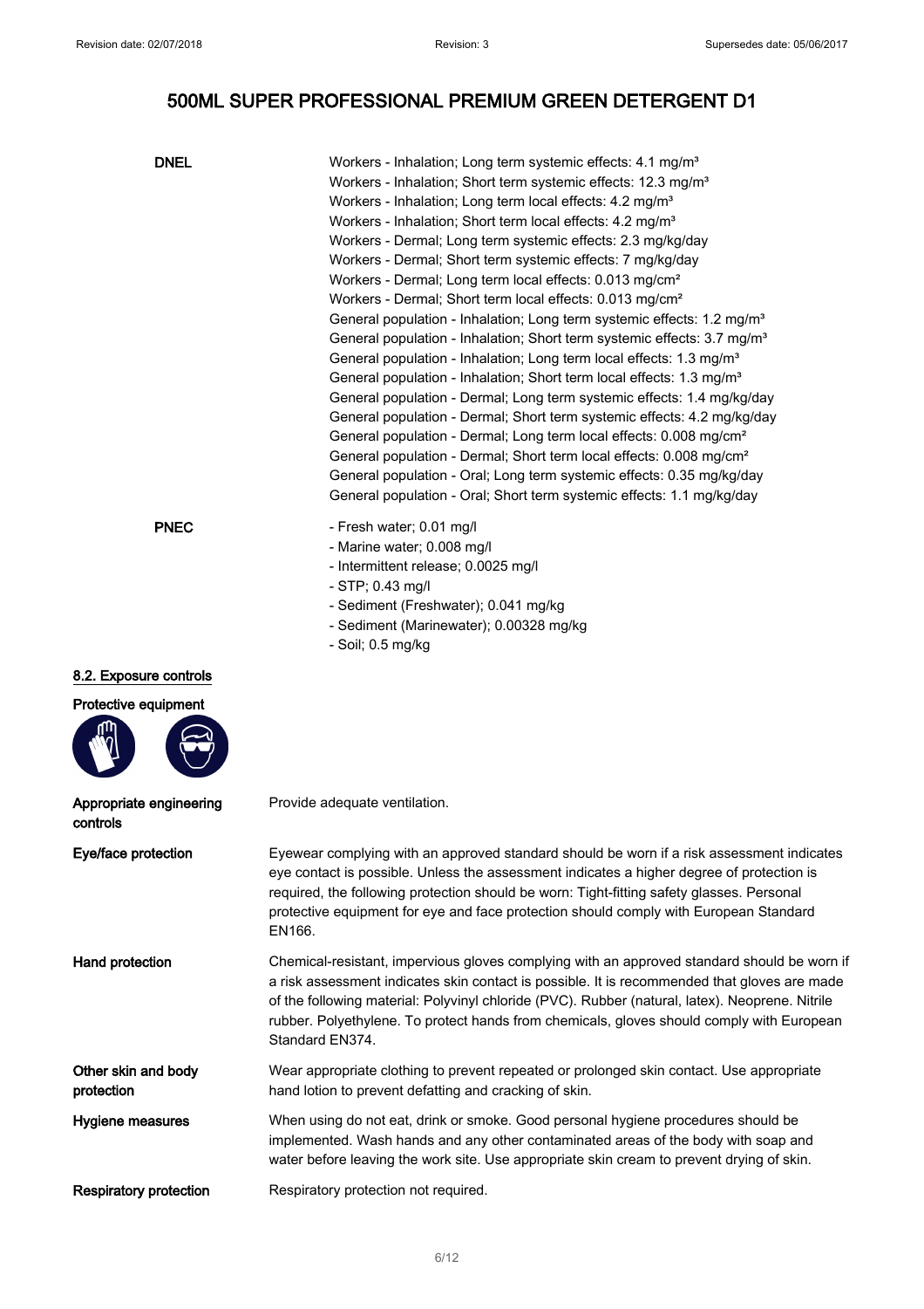# 500ML SUPER PROFESSIONAL PREMIUM GREEN DETERGENT D1

**DNEL**

Workers - Inhalation; Long term systemic effects: 4.1 mg/m³
Workers - Inhalation; Short term systemic effects: 12.3 mg/m³
Workers - Inhalation; Long term local effects: 4.2 mg/m³
Workers - Inhalation; Short term local effects: 4.2 mg/m³
Workers - Dermal; Long term systemic effects: 2.3 mg/kg/day
Workers - Dermal; Short term systemic effects: 7 mg/kg/day
Workers - Dermal; Long term local effects: 0.013 mg/cm²
Workers - Dermal; Short term local effects: 0.013 mg/cm²
General population - Inhalation; Long term systemic effects: 1.2 mg/m³
General population - Inhalation; Short term systemic effects: 3.7 mg/m³
General population - Inhalation; Long term local effects: 1.3 mg/m³
General population - Inhalation; Short term local effects: 1.3 mg/m³
General population - Dermal; Long term systemic effects: 1.4 mg/kg/day
General population - Dermal; Short term systemic effects: 4.2 mg/kg/day
General population - Dermal; Long term local effects: 0.008 mg/cm²
General population - Dermal; Short term local effects: 0.008 mg/cm²
General population - Oral; Long term systemic effects: 0.35 mg/kg/day
General population - Oral; Short term systemic effects: 1.1 mg/kg/day

**PNEC**

- Fresh water; 0.01 mg/l
- Marine water; 0.008 mg/l
- Intermittent release; 0.0025 mg/l
- STP; 0.43 mg/l
- Sediment (Freshwater); 0.041 mg/kg
- Sediment (Marinewater); 0.00328 mg/kg
- Soil; 0.5 mg/kg

## 8.2. Exposure controls

**Protective equipment**

**Appropriate engineering controls**
Provide adequate ventilation.

**Eye/face protection**
Eyewear complying with an approved standard should be worn if a risk assessment indicates eye contact is possible. Unless the assessment indicates a higher degree of protection is required, the following protection should be worn: Tight-fitting safety glasses. Personal protective equipment for eye and face protection should comply with European Standard EN166.

**Hand protection**
Chemical-resistant, impervious gloves complying with an approved standard should be worn if a risk assessment indicates skin contact is possible. It is recommended that gloves are made of the following material: Polyvinyl chloride (PVC). Rubber (natural, latex). Neoprene. Nitrile rubber. Polyethylene. To protect hands from chemicals, gloves should comply with European Standard EN374.

**Other skin and body protection**
Wear appropriate clothing to prevent repeated or prolonged skin contact. Use appropriate hand lotion to prevent defatting and cracking of skin.

**Hygiene measures**
When using do not eat, drink or smoke. Good personal hygiene procedures should be implemented. Wash hands and any other contaminated areas of the body with soap and water before leaving the work site. Use appropriate skin cream to prevent drying of skin.

**Respiratory protection**
Respiratory protection not required.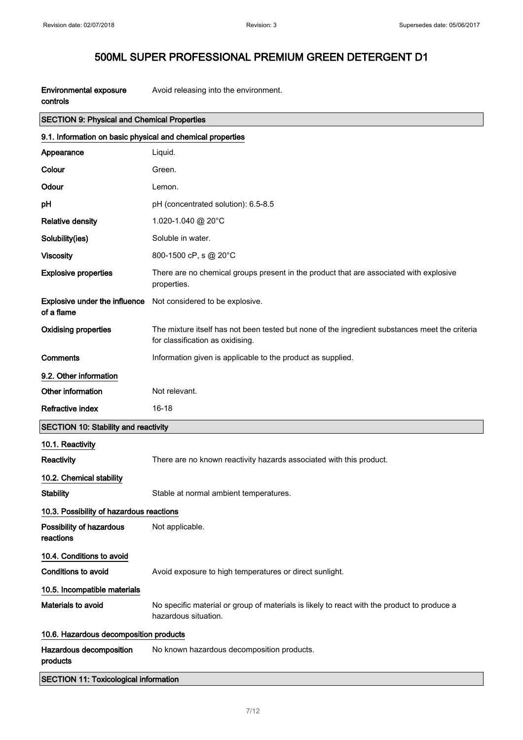# 500ML SUPER PROFESSIONAL PREMIUM GREEN DETERGENT D1

| | |
|---|---|
| **Environmental exposure controls** | Avoid releasing into the environment. |

## SECTION 9: Physical and Chemical Properties

### 9.1. Information on basic physical and chemical properties

| | |
|---|---|
| **Appearance** | Liquid. |
| **Colour** | Green. |
| **Odour** | Lemon. |
| **pH** | pH (concentrated solution): 6.5-8.5 |
| **Relative density** | 1.020-1.040 @ 20°C |
| **Solubility(ies)** | Soluble in water. |
| **Viscosity** | 800-1500 cP, s @ 20°C |
| **Explosive properties** | There are no chemical groups present in the product that are associated with explosive properties. |
| **Explosive under the influence of a flame** | Not considered to be explosive. |
| **Oxidising properties** | The mixture itself has not been tested but none of the ingredient substances meet the criteria for classification as oxidising. |
| **Comments** | Information given is applicable to the product as supplied. |

### 9.2. Other information

| | |
|---|---|
| **Other information** | Not relevant. |
| **Refractive index** | 16-18 |

## SECTION 10: Stability and reactivity

### 10.1. Reactivity

| | |
|---|---|
| **Reactivity** | There are no known reactivity hazards associated with this product. |

### 10.2. Chemical stability

| | |
|---|---|
| **Stability** | Stable at normal ambient temperatures. |

### 10.3. Possibility of hazardous reactions

| | |
|---|---|
| **Possibility of hazardous reactions** | Not applicable. |

### 10.4. Conditions to avoid

| | |
|---|---|
| **Conditions to avoid** | Avoid exposure to high temperatures or direct sunlight. |

### 10.5. Incompatible materials

| | |
|---|---|
| **Materials to avoid** | No specific material or group of materials is likely to react with the product to produce a hazardous situation. |

### 10.6. Hazardous decomposition products

| | |
|---|---|
| **Hazardous decomposition products** | No known hazardous decomposition products. |

## SECTION 11: Toxicological information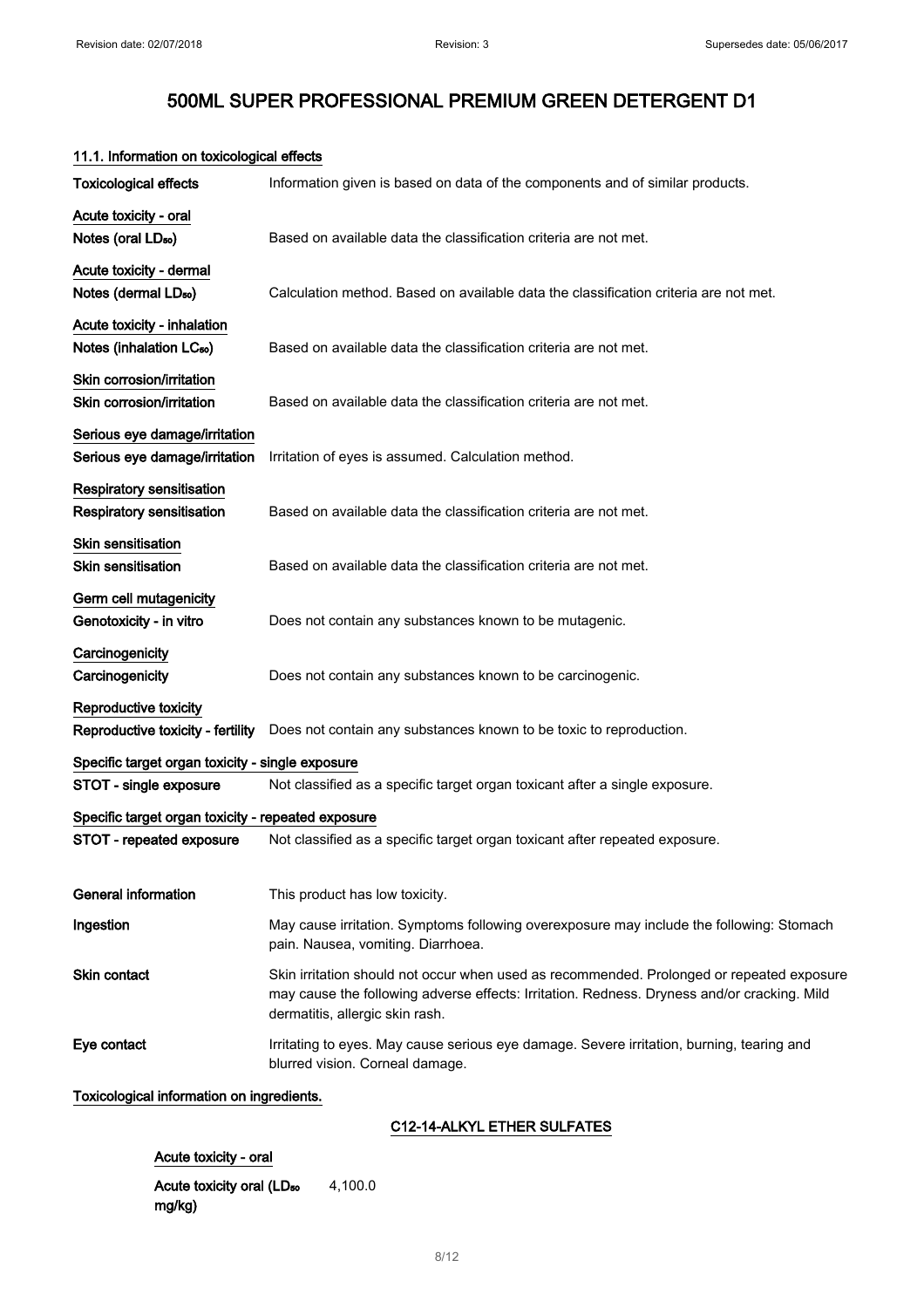## 11.1. Information on toxicological effects

| | |
|---|---|
| Toxicological effects | Information given is based on data of the components and of similar products. |

**Acute toxicity - oral**

| | |
|---|---|
| Notes (oral $LD_{50}$) | Based on available data the classification criteria are not met. |

**Acute toxicity - dermal**

| | |
|---|---|
| Notes (dermal $LD_{50}$) | Calculation method. Based on available data the classification criteria are not met. |

**Acute toxicity - inhalation**

| | |
|---|---|
| Notes (inhalation $LC_{50}$) | Based on available data the classification criteria are not met. |

**Skin corrosion/irritation**

| | |
|---|---|
| Skin corrosion/irritation | Based on available data the classification criteria are not met. |

**Serious eye damage/irritation**

| | |
|---|---|
| Serious eye damage/irritation | Irritation of eyes is assumed. Calculation method. |

**Respiratory sensitisation**

| | |
|---|---|
| Respiratory sensitisation | Based on available data the classification criteria are not met. |

**Skin sensitisation**

| | |
|---|---|
| Skin sensitisation | Based on available data the classification criteria are not met. |

**Germ cell mutagenicity**

| | |
|---|---|
| Genotoxicity - in vitro | Does not contain any substances known to be mutagenic. |

**Carcinogenicity**

| | |
|---|---|
| Carcinogenicity | Does not contain any substances known to be carcinogenic. |

**Reproductive toxicity**

| | |
|---|---|
| Reproductive toxicity - fertility | Does not contain any substances known to be toxic to reproduction. |

**Specific target organ toxicity - single exposure**

| | |
|---|---|
| STOT - single exposure | Not classified as a specific target organ toxicant after a single exposure. |

**Specific target organ toxicity - repeated exposure**

| | |
|---|---|
| STOT - repeated exposure | Not classified as a specific target organ toxicant after repeated exposure. |

| | |
|---|---|
| General information | This product has low toxicity. |
| Ingestion | May cause irritation. Symptoms following overexposure may include the following: Stomach pain. Nausea, vomiting. Diarrhoea. |
| Skin contact | Skin irritation should not occur when used as recommended. Prolonged or repeated exposure may cause the following adverse effects: Irritation. Redness. Dryness and/or cracking. Mild dermatitis, allergic skin rash. |
| Eye contact | Irritating to eyes. May cause serious eye damage. Severe irritation, burning, tearing and blurred vision. Corneal damage. |

**Toxicological information on ingredients.**

### C12-14-ALKYL ETHER SULFATES

**Acute toxicity - oral**

| | |
|---|---|
| Acute toxicity oral ($LD_{50}$ mg/kg) | 4,100.0 |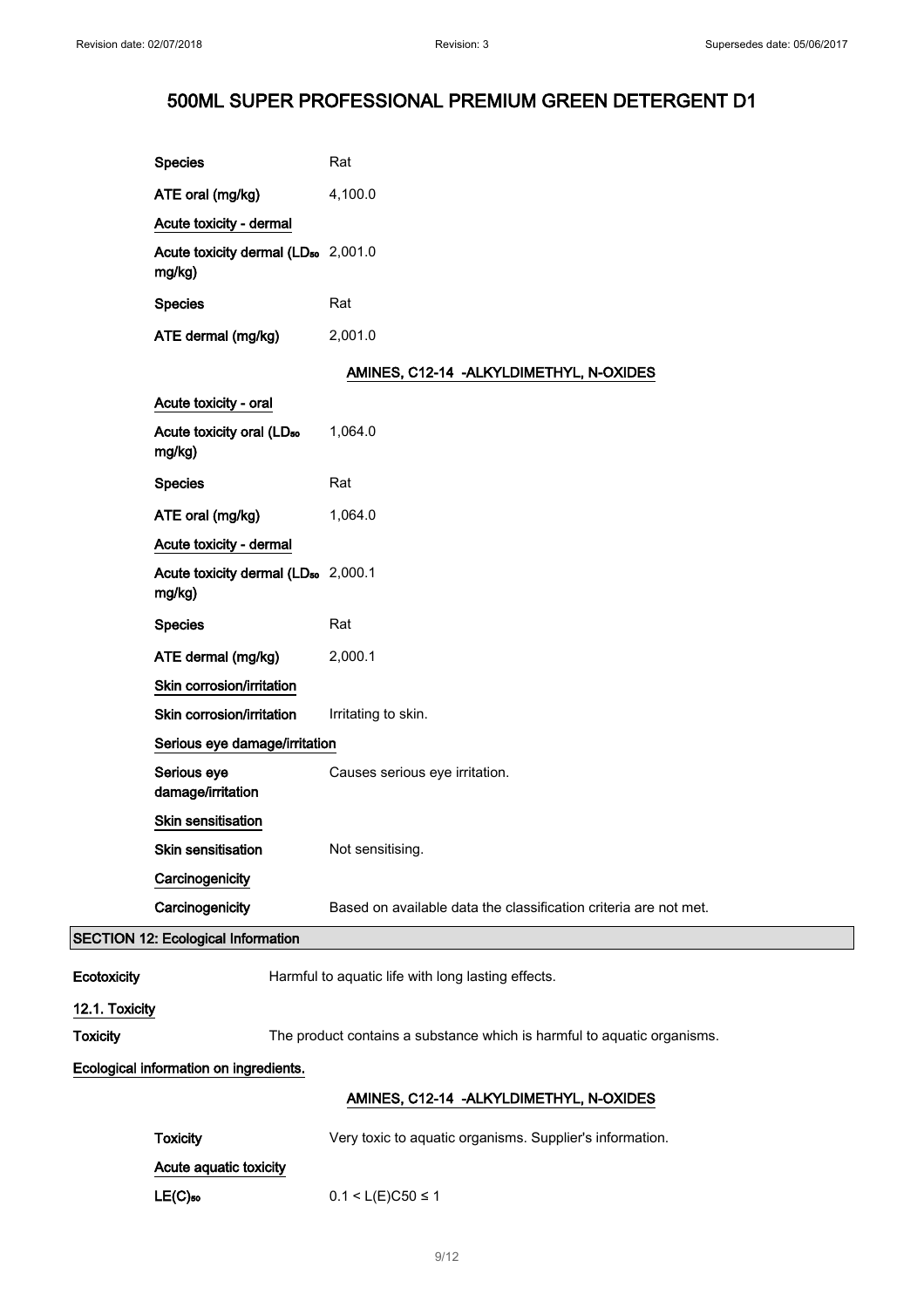# 500ML SUPER PROFESSIONAL PREMIUM GREEN DETERGENT D1

| | |
|---|---|
| **Species** | Rat |
| **ATE oral (mg/kg)** | 4,100.0 |
| **Acute toxicity - dermal** | |
| **Acute toxicity dermal ($LD_{50}$ mg/kg)** | 2,001.0 |
| **Species** | Rat |
| **ATE dermal (mg/kg)** | 2,001.0 |

**AMINES, C12-14 -ALKYLDIMETHYL, N-OXIDES**

| | |
|---|---|
| **Acute toxicity - oral** | |
| **Acute toxicity oral ($LD_{50}$ mg/kg)** | 1,064.0 |
| **Species** | Rat |
| **ATE oral (mg/kg)** | 1,064.0 |
| **Acute toxicity - dermal** | |
| **Acute toxicity dermal ($LD_{50}$ mg/kg)** | 2,000.1 |
| **Species** | Rat |
| **ATE dermal (mg/kg)** | 2,000.1 |
| **Skin corrosion/irritation** | |
| **Skin corrosion/irritation** | Irritating to skin. |
| **Serious eye damage/irritation** | |
| **Serious eye damage/irritation** | Causes serious eye irritation. |
| **Skin sensitisation** | |
| **Skin sensitisation** | Not sensitising. |
| **Carcinogenicity** | |
| **Carcinogenicity** | Based on available data the classification criteria are not met. |

## SECTION 12: Ecological Information

**Ecotoxicity** Harmful to aquatic life with long lasting effects.

### 12.1. Toxicity

**Toxicity** The product contains a substance which is harmful to aquatic organisms.

**Ecological information on ingredients.**

**AMINES, C12-14 -ALKYLDIMETHYL, N-OXIDES**

| | |
|---|---|
| **Toxicity** | Very toxic to aquatic organisms. Supplier's information. |
| **Acute aquatic toxicity** | |
| **$LE(C)_{50}$** | $0.1 < L(E)C50 \leq 1$ |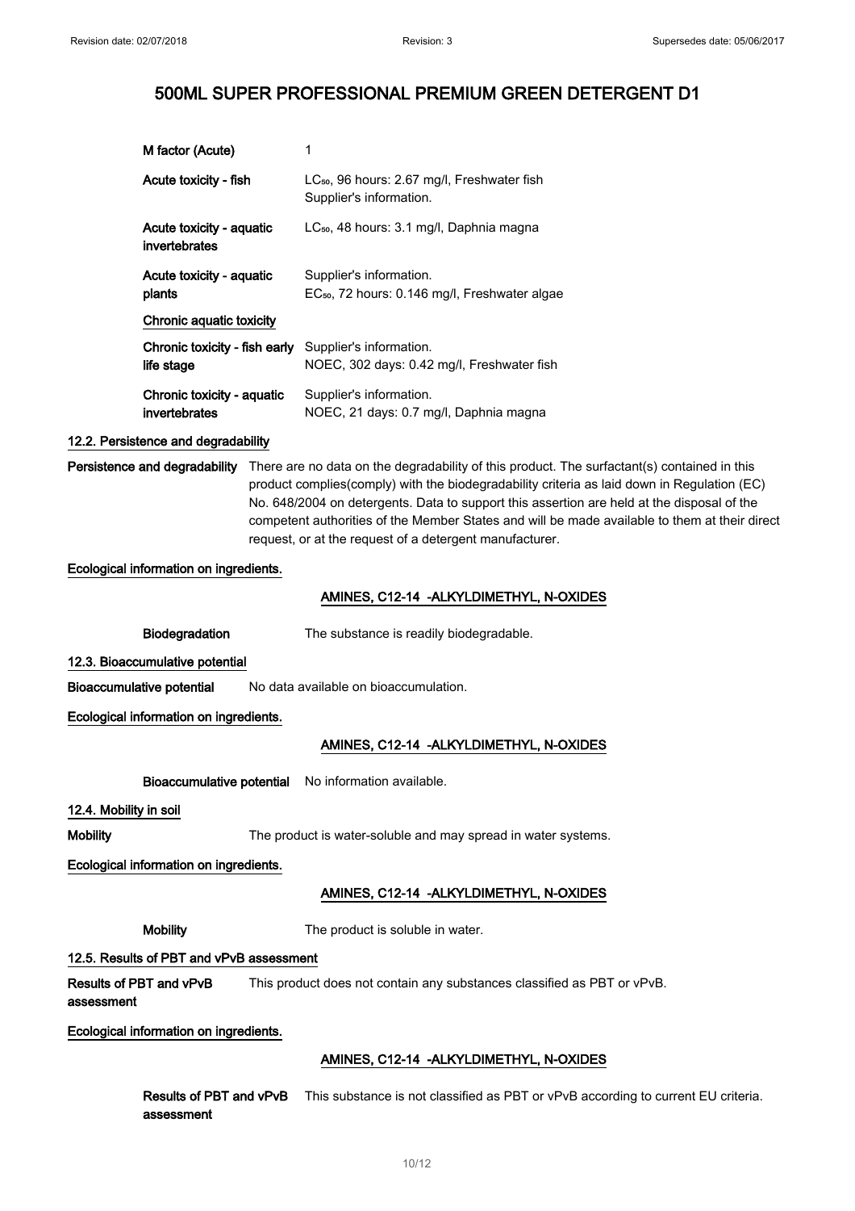| | |
|---|---|
| **M factor (Acute)** | 1 |
| **Acute toxicity - fish** | $LC_{50}$, 96 hours: 2.67 mg/l, Freshwater fish<br>Supplier's information. |
| **Acute toxicity - aquatic invertebrates** | $LC_{50}$, 48 hours: 3.1 mg/l, Daphnia magna |
| **Acute toxicity - aquatic plants** | Supplier's information.<br>$EC_{50}$, 72 hours: 0.146 mg/l, Freshwater algae |

**Chronic aquatic toxicity**

| | |
|---|---|
| **Chronic toxicity - fish early life stage** | Supplier's information.<br>NOEC, 302 days: 0.42 mg/l, Freshwater fish |
| **Chronic toxicity - aquatic invertebrates** | Supplier's information.<br>NOEC, 21 days: 0.7 mg/l, Daphnia magna |

### 12.2. Persistence and degradability

**Persistence and degradability** There are no data on the degradability of this product. The surfactant(s) contained in this product complies(comply) with the biodegradability criteria as laid down in Regulation (EC) No. 648/2004 on detergents. Data to support this assertion are held at the disposal of the competent authorities of the Member States and will be made available to them at their direct request, or at the request of a detergent manufacturer.

**Ecological information on ingredients.**

**AMINES, C12-14 -ALKYLDIMETHYL, N-OXIDES**

**Biodegradation** The substance is readily biodegradable.

### 12.3. Bioaccumulative potential

**Bioaccumulative potential** No data available on bioaccumulation.

**Ecological information on ingredients.**

**AMINES, C12-14 -ALKYLDIMETHYL, N-OXIDES**

**Bioaccumulative potential** No information available.

### 12.4. Mobility in soil

**Mobility** The product is water-soluble and may spread in water systems.

**Ecological information on ingredients.**

**AMINES, C12-14 -ALKYLDIMETHYL, N-OXIDES**

**Mobility** The product is soluble in water.

### 12.5. Results of PBT and vPvB assessment

**Results of PBT and vPvB assessment** This product does not contain any substances classified as PBT or vPvB.

**Ecological information on ingredients.**

**AMINES, C12-14 -ALKYLDIMETHYL, N-OXIDES**

**Results of PBT and vPvB assessment** This substance is not classified as PBT or vPvB according to current EU criteria.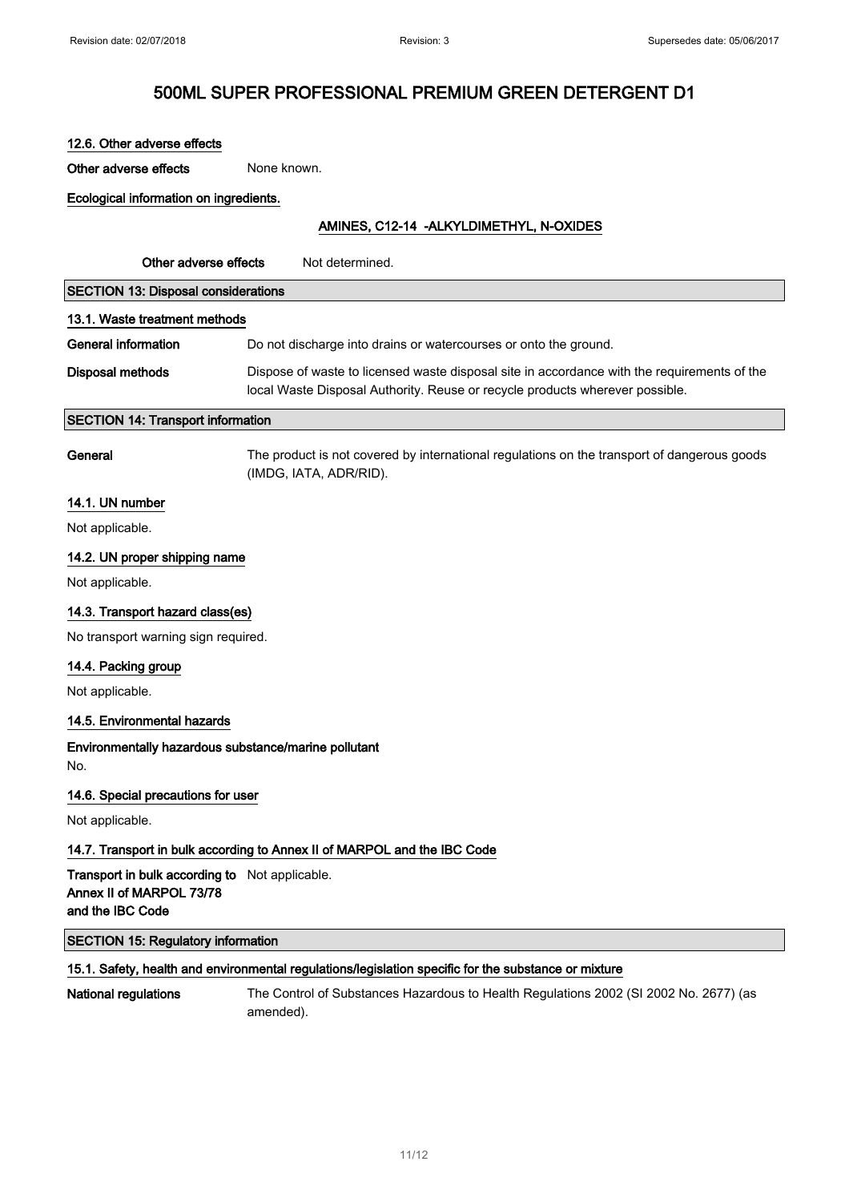#### 12.6. Other adverse effects

**Other adverse effects** None known.

**Ecological information on ingredients.**

**AMINES, C12-14 -ALKYLDIMETHYL, N-OXIDES**

**Other adverse effects** Not determined.

## SECTION 13: Disposal considerations

#### 13.1. Waste treatment methods

**General information** Do not discharge into drains or watercourses or onto the ground.

**Disposal methods** Dispose of waste to licensed waste disposal site in accordance with the requirements of the local Waste Disposal Authority. Reuse or recycle products wherever possible.

## SECTION 14: Transport information

**General** The product is not covered by international regulations on the transport of dangerous goods (IMDG, IATA, ADR/RID).

#### 14.1. UN number

Not applicable.

#### 14.2. UN proper shipping name

Not applicable.

#### 14.3. Transport hazard class(es)

No transport warning sign required.

#### 14.4. Packing group

Not applicable.

#### 14.5. Environmental hazards

**Environmentally hazardous substance/marine pollutant**

No.

#### 14.6. Special precautions for user

Not applicable.

#### 14.7. Transport in bulk according to Annex II of MARPOL and the IBC Code

**Transport in bulk according to Annex II of MARPOL 73/78 and the IBC Code** Not applicable.

## SECTION 15: Regulatory information

#### 15.1. Safety, health and environmental regulations/legislation specific for the substance or mixture

**National regulations** The Control of Substances Hazardous to Health Regulations 2002 (SI 2002 No. 2677) (as amended).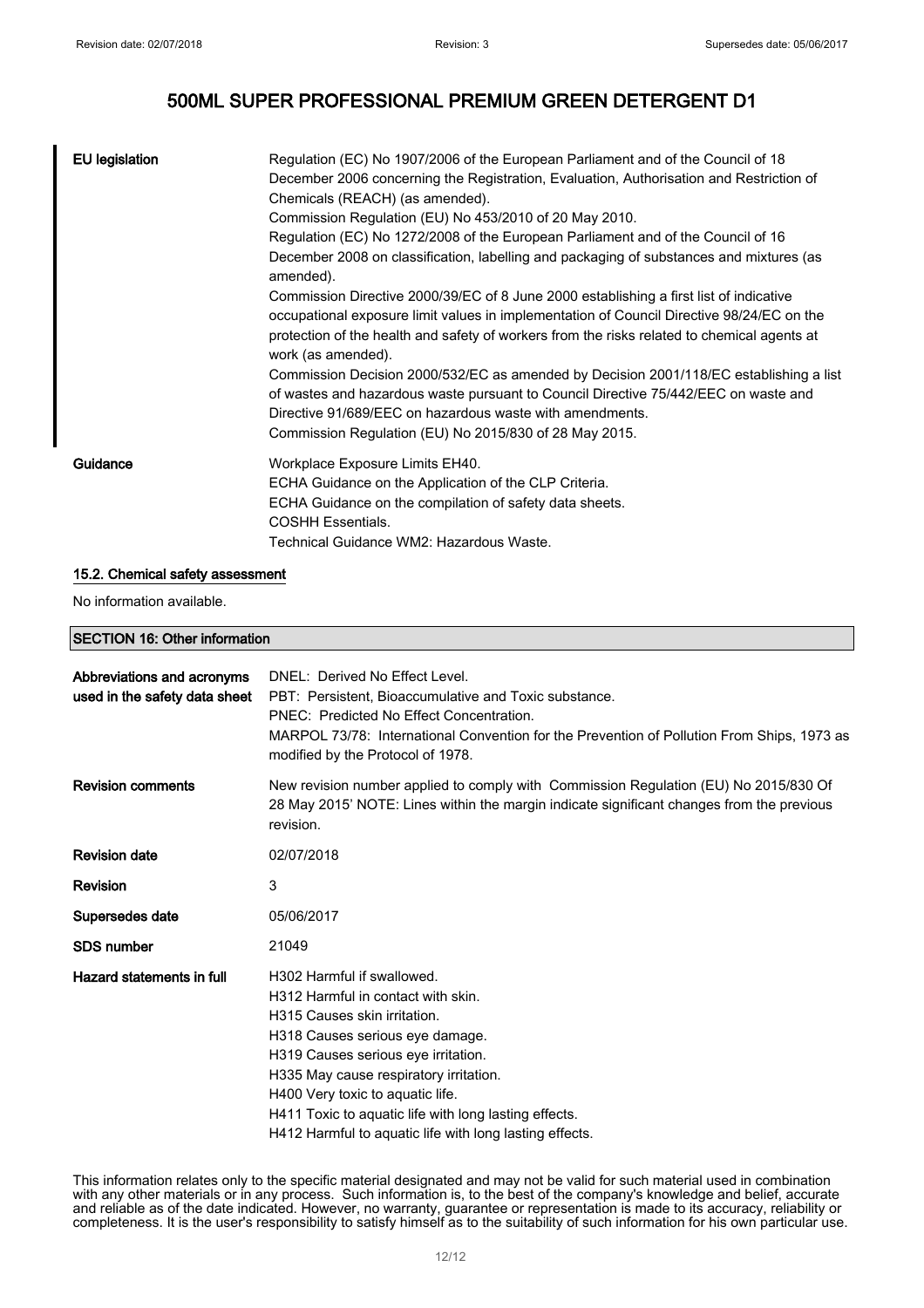| | |
|---|---|
| **EU legislation** | Regulation (EC) No 1907/2006 of the European Parliament and of the Council of 18 December 2006 concerning the Registration, Evaluation, Authorisation and Restriction of Chemicals (REACH) (as amended).<br>Commission Regulation (EU) No 453/2010 of 20 May 2010.<br>Regulation (EC) No 1272/2008 of the European Parliament and of the Council of 16 December 2008 on classification, labelling and packaging of substances and mixtures (as amended).<br>Commission Directive 2000/39/EC of 8 June 2000 establishing a first list of indicative occupational exposure limit values in implementation of Council Directive 98/24/EC on the protection of the health and safety of workers from the risks related to chemical agents at work (as amended).<br>Commission Decision 2000/532/EC as amended by Decision 2001/118/EC establishing a list of wastes and hazardous waste pursuant to Council Directive 75/442/EEC on waste and Directive 91/689/EEC on hazardous waste with amendments.<br>Commission Regulation (EU) No 2015/830 of 28 May 2015. |
| **Guidance** | Workplace Exposure Limits EH40.<br>ECHA Guidance on the Application of the CLP Criteria.<br>ECHA Guidance on the compilation of safety data sheets.<br>COSHH Essentials.<br>Technical Guidance WM2: Hazardous Waste. |

### 15.2. Chemical safety assessment

No information available.

## SECTION 16: Other information

| | |
|---|---|
| **Abbreviations and acronyms used in the safety data sheet** | DNEL: Derived No Effect Level.<br>PBT: Persistent, Bioaccumulative and Toxic substance.<br>PNEC: Predicted No Effect Concentration.<br>MARPOL 73/78: International Convention for the Prevention of Pollution From Ships, 1973 as modified by the Protocol of 1978. |
| **Revision comments** | New revision number applied to comply with Commission Regulation (EU) No 2015/830 Of 28 May 2015' NOTE: Lines within the margin indicate significant changes from the previous revision. |
| **Revision date** | 02/07/2018 |
| **Revision** | 3 |
| **Supersedes date** | 05/06/2017 |
| **SDS number** | 21049 |
| **Hazard statements in full** | H302 Harmful if swallowed.<br>H312 Harmful in contact with skin.<br>H315 Causes skin irritation.<br>H318 Causes serious eye damage.<br>H319 Causes serious eye irritation.<br>H335 May cause respiratory irritation.<br>H400 Very toxic to aquatic life.<br>H411 Toxic to aquatic life with long lasting effects.<br>H412 Harmful to aquatic life with long lasting effects. |

This information relates only to the specific material designated and may not be valid for such material used in combination with any other materials or in any process. Such information is, to the best of the company's knowledge and belief, accurate and reliable as of the date indicated. However, no warranty, guarantee or representation is made to its accuracy, reliability or completeness. It is the user's responsibility to satisfy himself as to the suitability of such information for his own particular use.